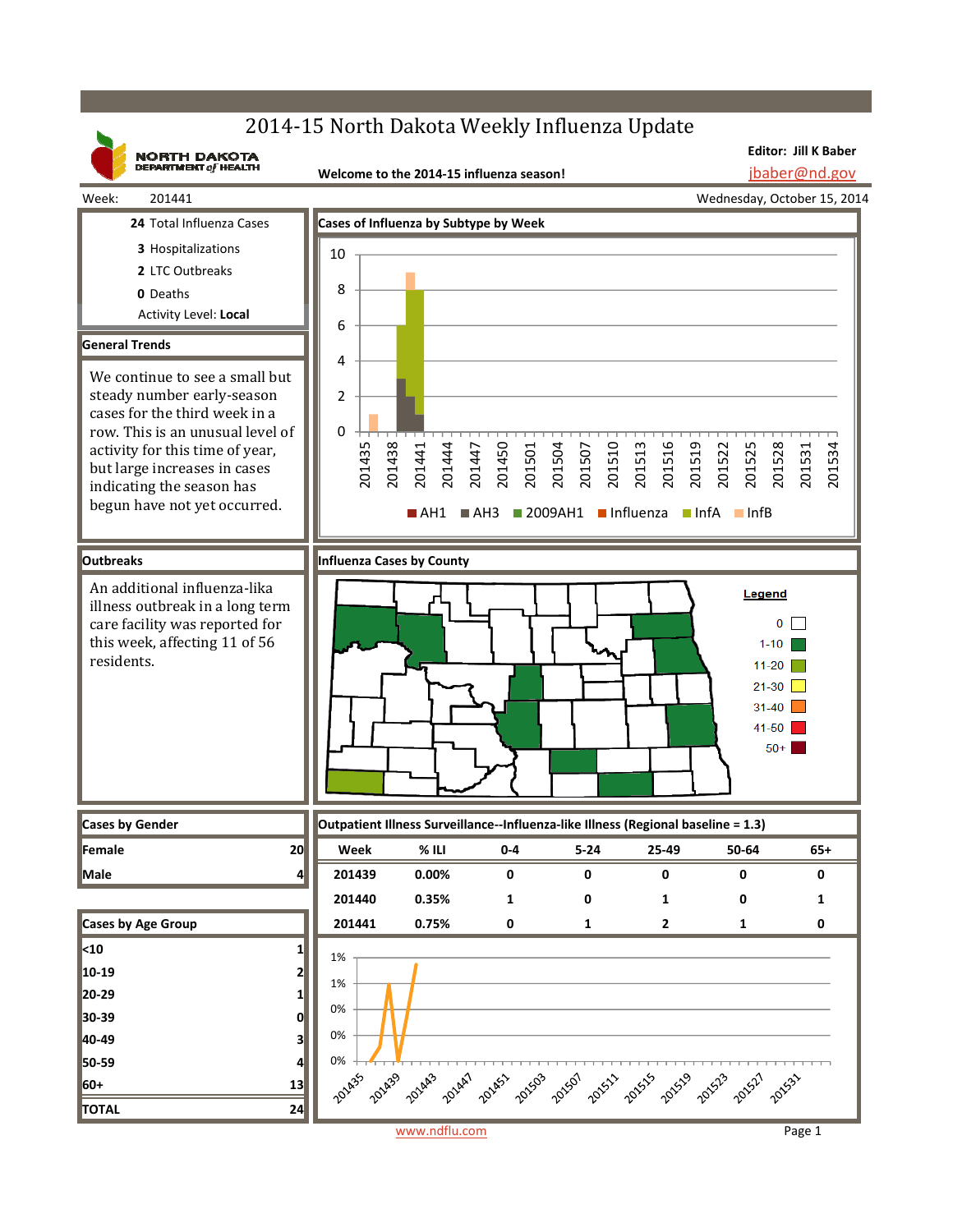# 2014-15 North Dakota Weekly Influenza Update

NORTH DAKOTA DEPARTMENT of HEALTH

Editor: Jill K Baber
jbaber@nd.gov

**Welcome to the 2014-15 influenza season!**

Week: 201441 — Wednesday, October 15, 2014

**24** Total Influenza Cases

**3** Hospitalizations

**2** LTC Outbreaks

**0** Deaths

Activity Level: **Local**

## Cases of Influenza by Subtype by Week

Legend: AH1, AH3, 2009AH1, Influenza, InfA, InfB

## General Trends

We continue to see a small but steady number early-season cases for the third week in a row. This is an unusual level of activity for this time of year, but large increases in cases indicating the season has begun have not yet occurred.

## Outbreaks

An additional influenza-lika illness outbreak in a long term care facility was reported for this week, affecting 11 of 56 residents.

## Influenza Cases by County

Legend: 0, 1-10, 11-20, 21-30, 31-40, 41-50, 50+

## Cases by Gender

| | |
|---|---|
| Female | 20 |
| Male | 4 |

## Cases by Age Group

| | |
|---|---|
| <10 | 1 |
| 10-19 | 2 |
| 20-29 | 1 |
| 30-39 | 0 |
| 40-49 | 3 |
| 50-59 | 4 |
| 60+ | 13 |
| TOTAL | 24 |

## Outpatient Illness Surveillance--Influenza-like Illness (Regional baseline = 1.3)

| Week | % ILI | 0-4 | 5-24 | 25-49 | 50-64 | 65+ |
|---|---|---|---|---|---|---|
| 201439 | 0.00% | 0 | 0 | 0 | 0 | 0 |
| 201440 | 0.35% | 1 | 0 | 1 | 0 | 1 |
| 201441 | 0.75% | 0 | 1 | 2 | 1 | 0 |

www.ndflu.com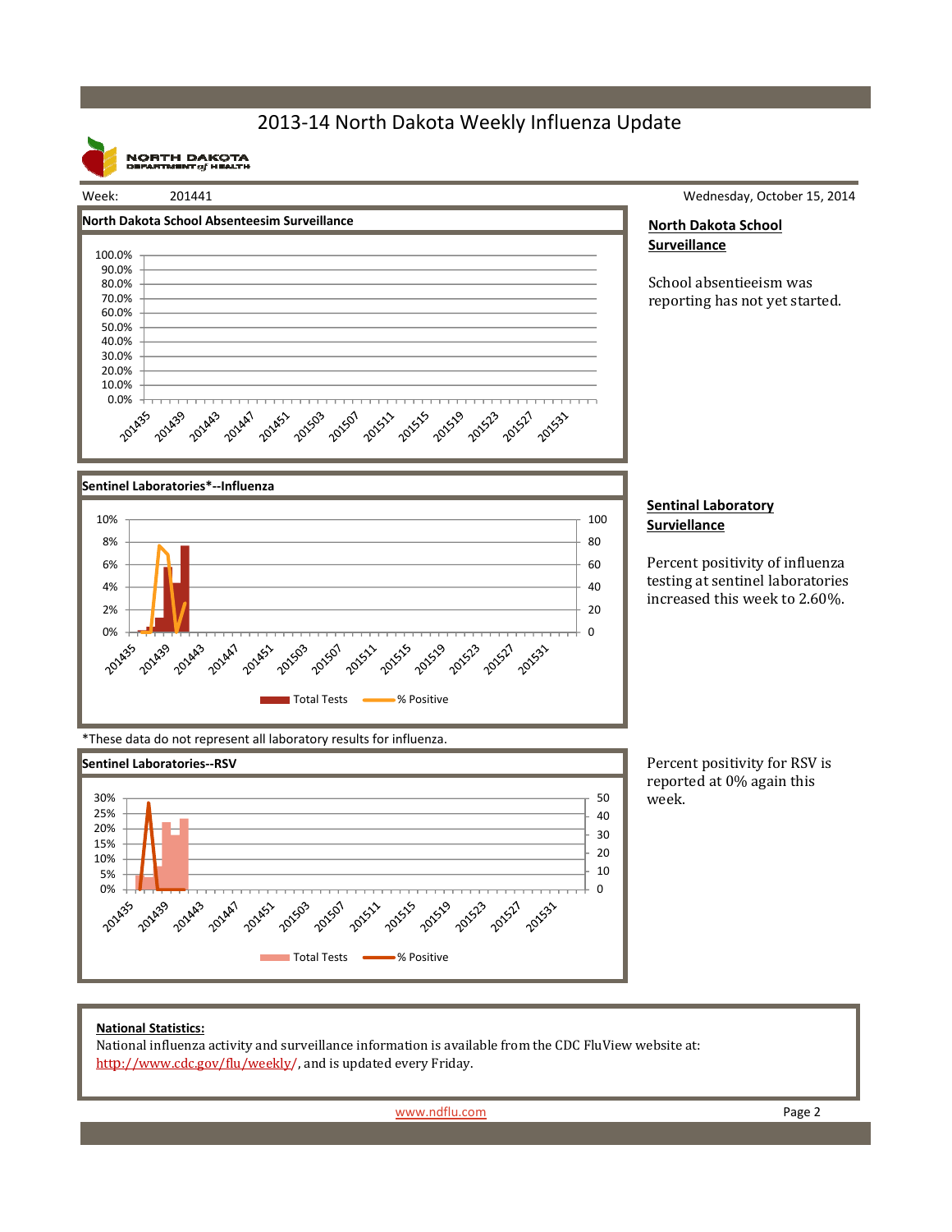# 2013-14 North Dakota Weekly Influenza Update

NORTH DAKOTA DEPARTMENT of HEALTH

Week: 201441

Wednesday, October 15, 2014

## North Dakota School Absenteesim Surveillance

100.0%
90.0%
80.0%
70.0%
60.0%
50.0%
40.0%
30.0%
20.0%
10.0%
0.0%

201435 201439 201443 201447 201451 201503 201507 201511 201515 201519 201523 201527 201531

### North Dakota School Surveillance

School absentieeism was reporting has not yet started.

## Sentinel Laboratories*--Influenza

10%
8%
6%
4%
2%
0%

100
80
60
40
20
0

201435 201439 201443 201447 201451 201503 201507 201511 201515 201519 201523 201527 201531

Total Tests
% Positive

*These data do not represent all laboratory results for influenza.

### Sentinal Laboratory Surviellance

Percent positivity of influenza testing at sentinel laboratories increased this week to 2.60%.

## Sentinel Laboratories--RSV

30%
25%
20%
15%
10%
5%
0%

50
40
30
20
10
0

201435 201439 201443 201447 201451 201503 201507 201511 201515 201519 201523 201527 201531

Total Tests
% Positive

Percent positivity for RSV is reported at 0% again this week.

**National Statistics:**

National influenza activity and surveillance information is available from the CDC FluView website at: http://www.cdc.gov/flu/weekly/, and is updated every Friday.

www.ndflu.com